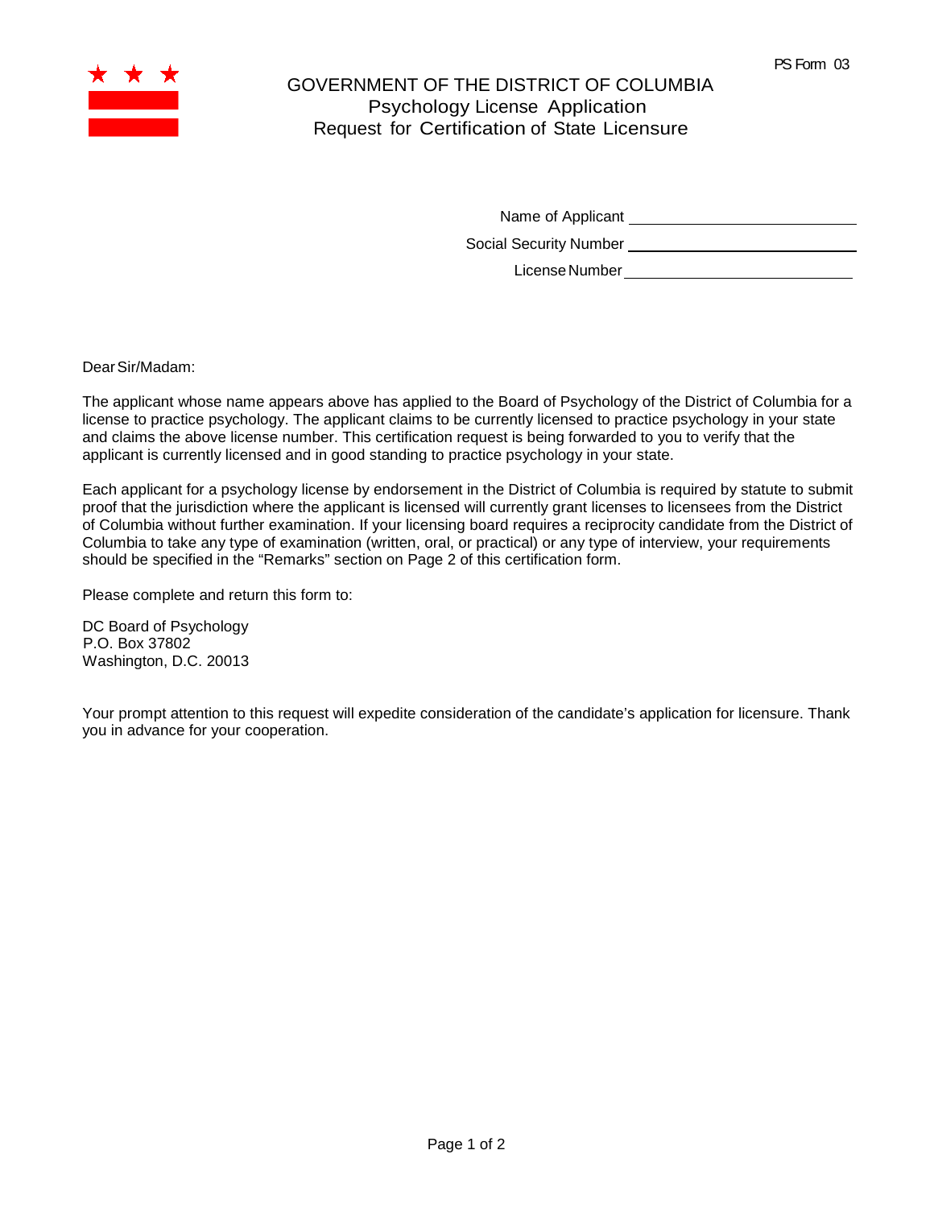PS Form 03

# GOVERNMENT OF THE DISTRICT OF COLUMBIA
## Psychology License Application
## Request for Certification of State Licensure

Name of Applicant ______________________________

Social Security Number ______________________________

License Number ______________________________

Dear Sir/Madam:

The applicant whose name appears above has applied to the Board of Psychology of the District of Columbia for a license to practice psychology. The applicant claims to be currently licensed to practice psychology in your state and claims the above license number. This certification request is being forwarded to you to verify that the applicant is currently licensed and in good standing to practice psychology in your state.

Each applicant for a psychology license by endorsement in the District of Columbia is required by statute to submit proof that the jurisdiction where the applicant is licensed will currently grant licenses to licensees from the District of Columbia without further examination. If your licensing board requires a reciprocity candidate from the District of Columbia to take any type of examination (written, oral, or practical) or any type of interview, your requirements should be specified in the "Remarks" section on Page 2 of this certification form.

Please complete and return this form to:

DC Board of Psychology
P.O. Box 37802
Washington, D.C. 20013

Your prompt attention to this request will expedite consideration of the candidate's application for licensure. Thank you in advance for your cooperation.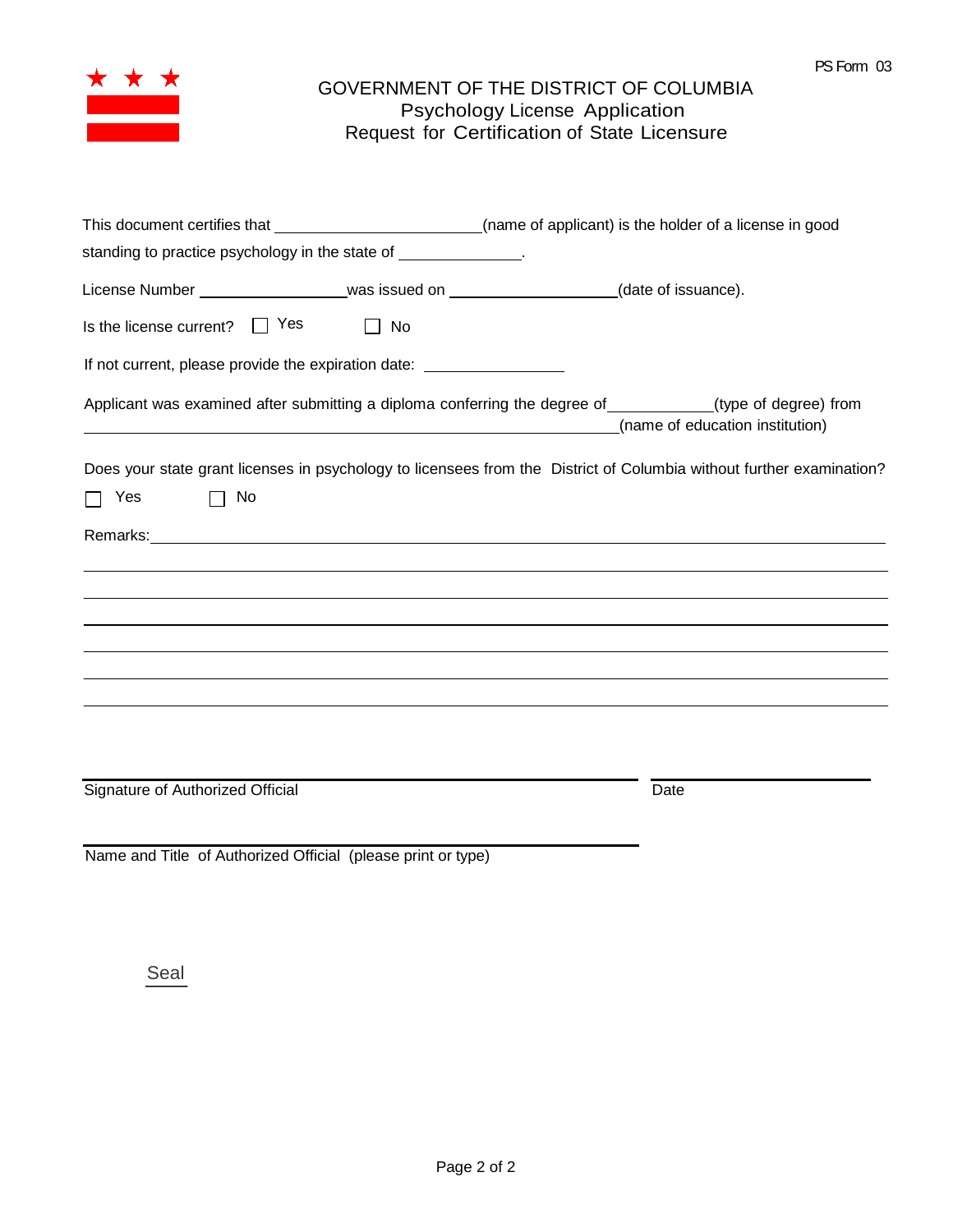PS Form 03

# GOVERNMENT OF THE DISTRICT OF COLUMBIA
## Psychology License Application
## Request for Certification of State Licensure

This document certifies that ________________________(name of applicant) is the holder of a license in good standing to practice psychology in the state of ______________.

License Number _________________was issued on ___________________(date of issuance).

Is the license current? ☐ Yes ☐ No

If not current, please provide the expiration date: ________________

Applicant was examined after submitting a diploma conferring the degree of____________(type of degree) from ____________________________________________________________(name of education institution)

Does your state grant licenses in psychology to licensees from the District of Columbia without further examination?

☐ Yes ☐ No

Remarks:_________________________________________________________________________________

_________________________________________________________________________________________

_________________________________________________________________________________________

_________________________________________________________________________________________

_________________________________________________________________________________________

_________________________________________________________________________________________

_________________________________________________________________________________________

______________________________________________ ____________________

Signature of Authorized Official Date

______________________________________________

Name and Title of Authorized Official (please print or type)

Seal